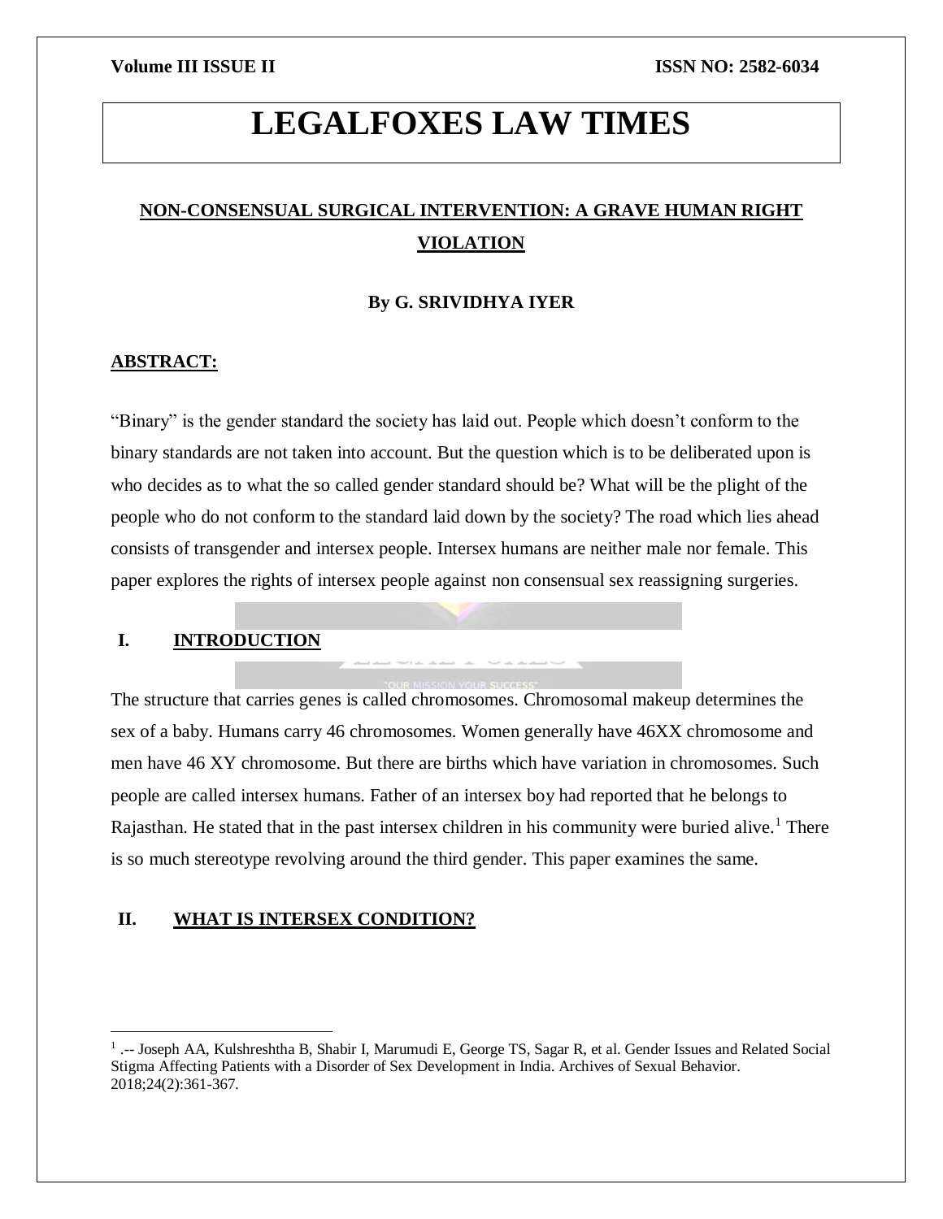# LEGALFOXES LAW TIMES

## NON-CONSENSUAL SURGICAL INTERVENTION: A GRAVE HUMAN RIGHT VIOLATION

**By G. SRIVIDHYA IYER**

### ABSTRACT:

"Binary" is the gender standard the society has laid out. People which doesn't conform to the binary standards are not taken into account. But the question which is to be deliberated upon is who decides as to what the so called gender standard should be? What will be the plight of the people who do not conform to the standard laid down by the society? The road which lies ahead consists of transgender and intersex people. Intersex humans are neither male nor female. This paper explores the rights of intersex people against non consensual sex reassigning surgeries.

### I. INTRODUCTION

The structure that carries genes is called chromosomes. Chromosomal makeup determines the sex of a baby. Humans carry 46 chromosomes. Women generally have 46XX chromosome and men have 46 XY chromosome. But there are births which have variation in chromosomes. Such people are called intersex humans. Father of an intersex boy had reported that he belongs to Rajasthan. He stated that in the past intersex children in his community were buried alive.[1] There is so much stereotype revolving around the third gender. This paper examines the same.

### II. WHAT IS INTERSEX CONDITION?

---

[1] .-- Joseph AA, Kulshreshtha B, Shabir I, Marumudi E, George TS, Sagar R, et al. Gender Issues and Related Social Stigma Affecting Patients with a Disorder of Sex Development in India. Archives of Sexual Behavior. 2018;24(2):361-367.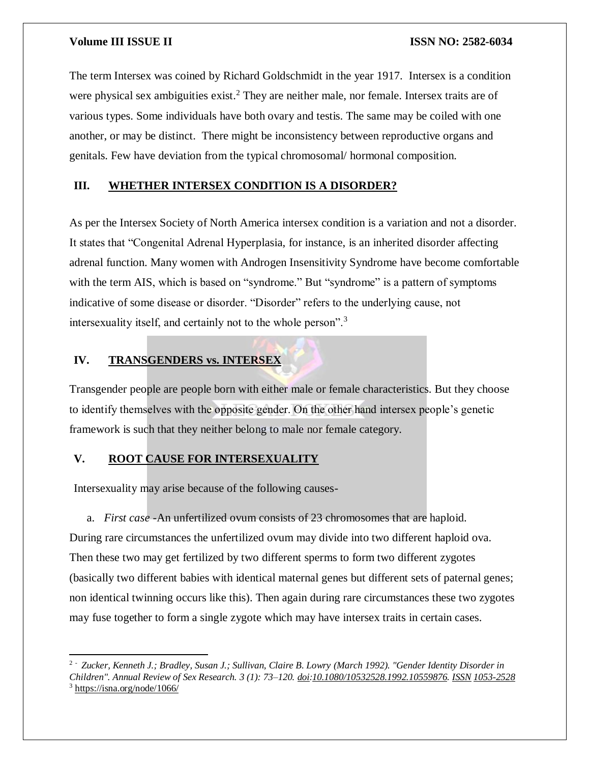The term Intersex was coined by Richard Goldschmidt in the year 1917. Intersex is a condition were physical sex ambiguities exist.[2] They are neither male, nor female. Intersex traits are of various types. Some individuals have both ovary and testis. The same may be coiled with one another, or may be distinct. There might be inconsistency between reproductive organs and genitals. Few have deviation from the typical chromosomal/ hormonal composition.

## III. WHETHER INTERSEX CONDITION IS A DISORDER?

As per the Intersex Society of North America intersex condition is a variation and not a disorder. It states that "Congenital Adrenal Hyperplasia, for instance, is an inherited disorder affecting adrenal function. Many women with Androgen Insensitivity Syndrome have become comfortable with the term AIS, which is based on "syndrome." But "syndrome" is a pattern of symptoms indicative of some disease or disorder. "Disorder" refers to the underlying cause, not intersexuality itself, and certainly not to the whole person".[3]

## IV. TRANSGENDERS vs. INTERSEX

Transgender people are people born with either male or female characteristics. But they choose to identify themselves with the opposite gender. On the other hand intersex people's genetic framework is such that they neither belong to male nor female category.

## V. ROOT CAUSE FOR INTERSEXUALITY

Intersexuality may arise because of the following causes-

a. *First case* -An unfertilized ovum consists of 23 chromosomes that are haploid. During rare circumstances the unfertilized ovum may divide into two different haploid ova. Then these two may get fertilized by two different sperms to form two different zygotes (basically two different babies with identical maternal genes but different sets of paternal genes; non identical twinning occurs like this). Then again during rare circumstances these two zygotes may fuse together to form a single zygote which may have intersex traits in certain cases.

---

[2] - *Zucker, Kenneth J.; Bradley, Susan J.; Sullivan, Claire B. Lowry (March 1992). "Gender Identity Disorder in Children". Annual Review of Sex Research. 3 (1): 73–120. doi:10.1080/10532528.1992.10559876. ISSN 1053-2528*

[3] https://isna.org/node/1066/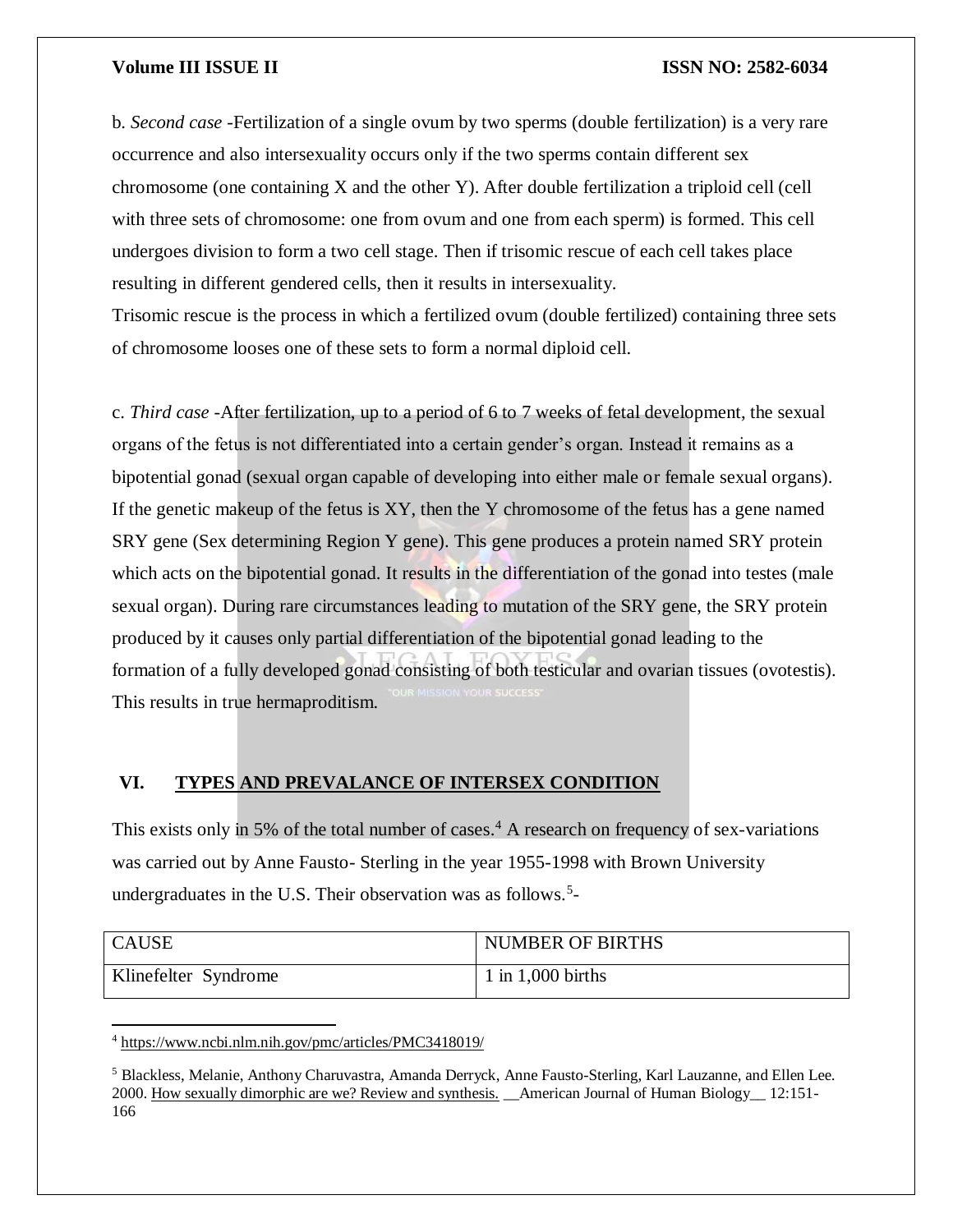b. *Second case* -Fertilization of a single ovum by two sperms (double fertilization) is a very rare occurrence and also intersexuality occurs only if the two sperms contain different sex chromosome (one containing X and the other Y). After double fertilization a triploid cell (cell with three sets of chromosome: one from ovum and one from each sperm) is formed. This cell undergoes division to form a two cell stage. Then if trisomic rescue of each cell takes place resulting in different gendered cells, then it results in intersexuality.
Trisomic rescue is the process in which a fertilized ovum (double fertilized) containing three sets of chromosome looses one of these sets to form a normal diploid cell.

c. *Third case* -After fertilization, up to a period of 6 to 7 weeks of fetal development, the sexual organs of the fetus is not differentiated into a certain gender's organ. Instead it remains as a bipotential gonad (sexual organ capable of developing into either male or female sexual organs). If the genetic makeup of the fetus is XY, then the Y chromosome of the fetus has a gene named SRY gene (Sex determining Region Y gene). This gene produces a protein named SRY protein which acts on the bipotential gonad. It results in the differentiation of the gonad into testes (male sexual organ). During rare circumstances leading to mutation of the SRY gene, the SRY protein produced by it causes only partial differentiation of the bipotential gonad leading to the formation of a fully developed gonad consisting of both testicular and ovarian tissues (ovotestis). This results in true hermaproditism.

## VI. TYPES AND PREVALANCE OF INTERSEX CONDITION

This exists only in 5% of the total number of cases.[4] A research on frequency of sex-variations was carried out by Anne Fausto- Sterling in the year 1955-1998 with Brown University undergraduates in the U.S. Their observation was as follows.[5]-

| CAUSE | NUMBER OF BIRTHS |
|---|---|
| Klinefelter Syndrome | 1 in 1,000 births |

[4] https://www.ncbi.nlm.nih.gov/pmc/articles/PMC3418019/

[5] Blackless, Melanie, Anthony Charuvastra, Amanda Derryck, Anne Fausto-Sterling, Karl Lauzanne, and Ellen Lee. 2000. How sexually dimorphic are we? Review and synthesis. __American Journal of Human Biology__ 12:151-166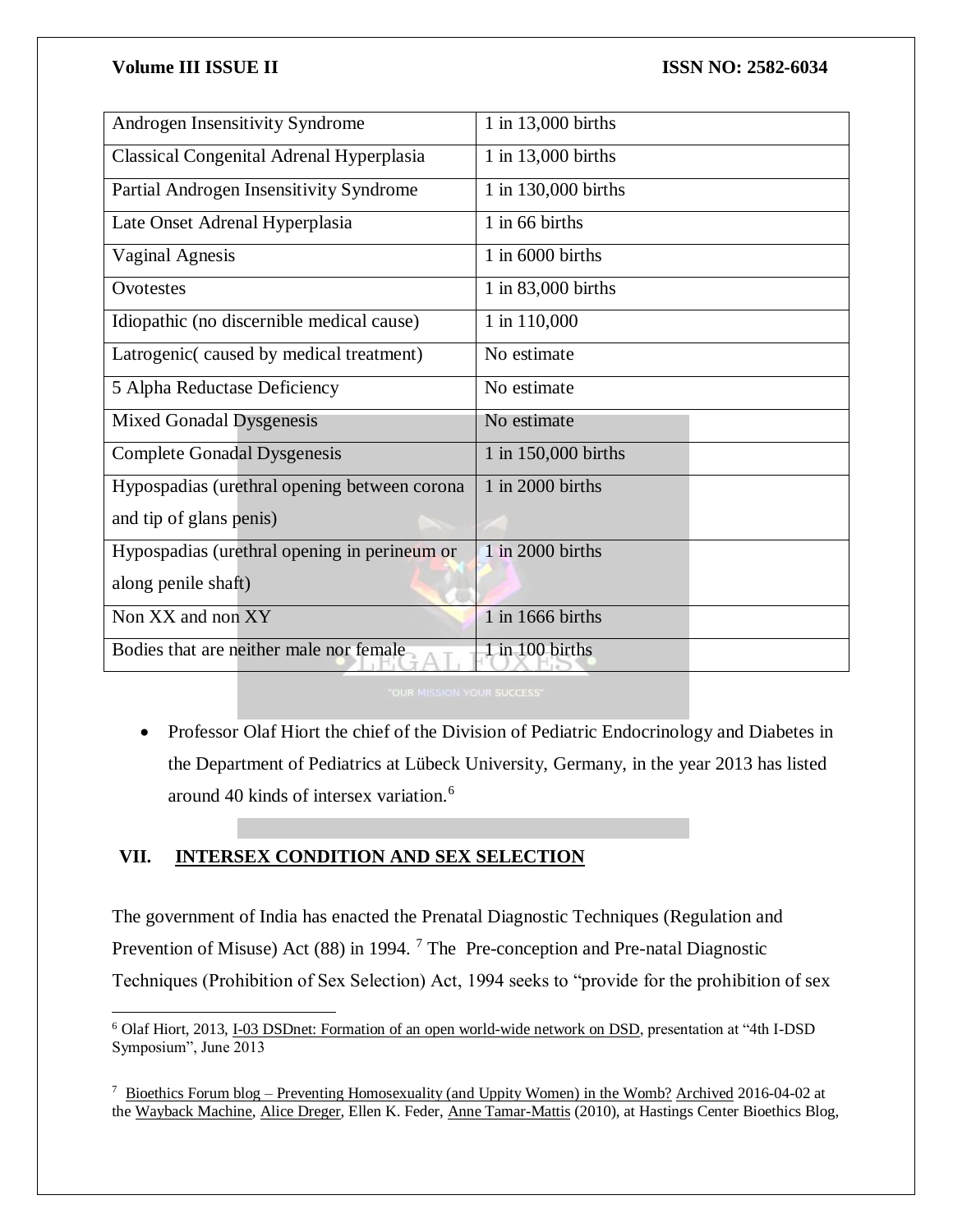| Androgen Insensitivity Syndrome | 1 in 13,000 births |
|---|---|
| Classical Congenital Adrenal Hyperplasia | 1 in 13,000 births |
| Partial Androgen Insensitivity Syndrome | 1 in 130,000 births |
| Late Onset Adrenal Hyperplasia | 1 in 66 births |
| Vaginal Agnesis | 1 in 6000 births |
| Ovotestes | 1 in 83,000 births |
| Idiopathic (no discernible medical cause) | 1 in 110,000 |
| Latrogenic( caused by medical treatment) | No estimate |
| 5 Alpha Reductase Deficiency | No estimate |
| Mixed Gonadal Dysgenesis | No estimate |
| Complete Gonadal Dysgenesis | 1 in 150,000 births |
| Hypospadias (urethral opening between corona and tip of glans penis) | 1 in 2000 births |
| Hypospadias (urethral opening in perineum or along penile shaft) | 1 in 2000 births |
| Non XX and non XY | 1 in 1666 births |
| Bodies that are neither male nor female | 1 in 100 births |

- Professor Olaf Hiort the chief of the Division of Pediatric Endocrinology and Diabetes in the Department of Pediatrics at Lübeck University, Germany, in the year 2013 has listed around 40 kinds of intersex variation.[6]

## VII. INTERSEX CONDITION AND SEX SELECTION

The government of India has enacted the Prenatal Diagnostic Techniques (Regulation and Prevention of Misuse) Act (88) in 1994. [7] The Pre-conception and Pre-natal Diagnostic Techniques (Prohibition of Sex Selection) Act, 1994 seeks to "provide for the prohibition of sex

---

[6] Olaf Hiort, 2013, I-03 DSDnet: Formation of an open world-wide network on DSD, presentation at "4th I-DSD Symposium", June 2013

[7] Bioethics Forum blog – Preventing Homosexuality (and Uppity Women) in the Womb? Archived 2016-04-02 at the Wayback Machine, Alice Dreger, Ellen K. Feder, Anne Tamar-Mattis (2010), at Hastings Center Bioethics Blog,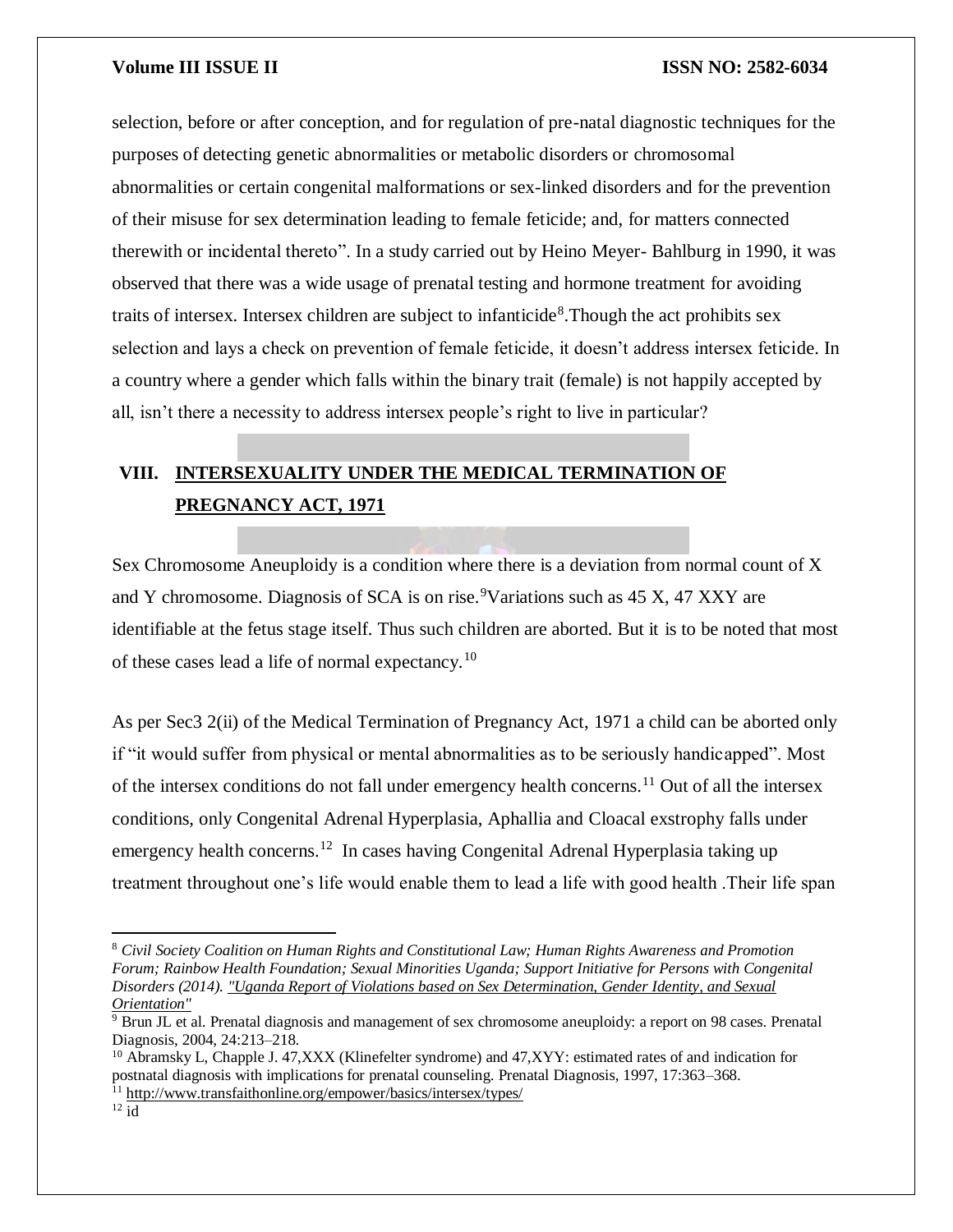selection, before or after conception, and for regulation of pre-natal diagnostic techniques for the purposes of detecting genetic abnormalities or metabolic disorders or chromosomal abnormalities or certain congenital malformations or sex-linked disorders and for the prevention of their misuse for sex determination leading to female feticide; and, for matters connected therewith or incidental thereto". In a study carried out by Heino Meyer- Bahlburg in 1990, it was observed that there was a wide usage of prenatal testing and hormone treatment for avoiding traits of intersex. Intersex children are subject to infanticide[8].Though the act prohibits sex selection and lays a check on prevention of female feticide, it doesn't address intersex feticide. In a country where a gender which falls within the binary trait (female) is not happily accepted by all, isn't there a necessity to address intersex people's right to live in particular?

## VIII. INTERSEXUALITY UNDER THE MEDICAL TERMINATION OF PREGNANCY ACT, 1971

Sex Chromosome Aneuploidy is a condition where there is a deviation from normal count of X and Y chromosome. Diagnosis of SCA is on rise.[9]Variations such as 45 X, 47 XXY are identifiable at the fetus stage itself. Thus such children are aborted. But it is to be noted that most of these cases lead a life of normal expectancy.[10]

As per Sec3 2(ii) of the Medical Termination of Pregnancy Act, 1971 a child can be aborted only if "it would suffer from physical or mental abnormalities as to be seriously handicapped". Most of the intersex conditions do not fall under emergency health concerns.[11] Out of all the intersex conditions, only Congenital Adrenal Hyperplasia, Aphallia and Cloacal exstrophy falls under emergency health concerns.[12] In cases having Congenital Adrenal Hyperplasia taking up treatment throughout one's life would enable them to lead a life with good health .Their life span

---

[8] *Civil Society Coalition on Human Rights and Constitutional Law; Human Rights Awareness and Promotion Forum; Rainbow Health Foundation; Sexual Minorities Uganda; Support Initiative for Persons with Congenital Disorders (2014). "Uganda Report of Violations based on Sex Determination, Gender Identity, and Sexual Orientation"*

[9] Brun JL et al. Prenatal diagnosis and management of sex chromosome aneuploidy: a report on 98 cases. Prenatal Diagnosis, 2004, 24:213–218.

[10] Abramsky L, Chapple J. 47,XXX (Klinefelter syndrome) and 47,XYY: estimated rates of and indication for postnatal diagnosis with implications for prenatal counseling. Prenatal Diagnosis, 1997, 17:363–368.

[11] http://www.transfaithonline.org/empower/basics/intersex/types/

[12] id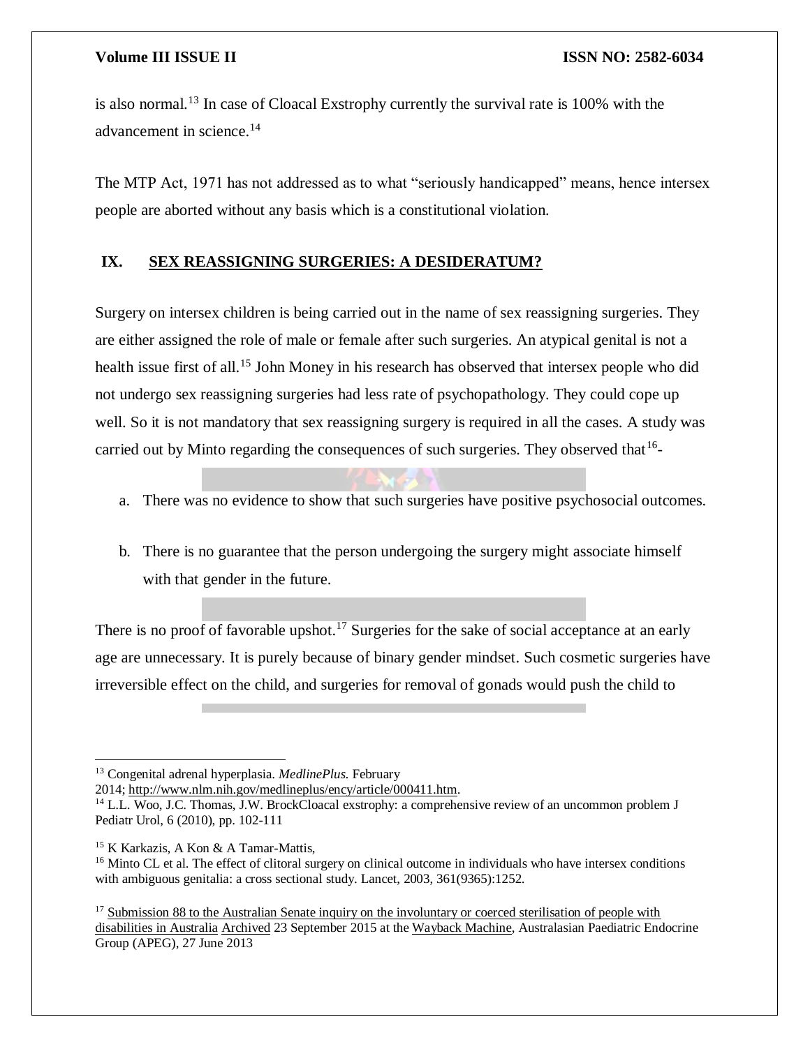is also normal.[13] In case of Cloacal Exstrophy currently the survival rate is 100% with the advancement in science.[14]

The MTP Act, 1971 has not addressed as to what "seriously handicapped" means, hence intersex people are aborted without any basis which is a constitutional violation.

## IX. SEX REASSIGNING SURGERIES: A DESIDERATUM?

Surgery on intersex children is being carried out in the name of sex reassigning surgeries. They are either assigned the role of male or female after such surgeries. An atypical genital is not a health issue first of all.[15] John Money in his research has observed that intersex people who did not undergo sex reassigning surgeries had less rate of psychopathology. They could cope up well. So it is not mandatory that sex reassigning surgery is required in all the cases. A study was carried out by Minto regarding the consequences of such surgeries. They observed that[16]-

a. There was no evidence to show that such surgeries have positive psychosocial outcomes.

b. There is no guarantee that the person undergoing the surgery might associate himself with that gender in the future.

There is no proof of favorable upshot.[17] Surgeries for the sake of social acceptance at an early age are unnecessary. It is purely because of binary gender mindset. Such cosmetic surgeries have irreversible effect on the child, and surgeries for removal of gonads would push the child to

---

[13] Congenital adrenal hyperplasia. *MedlinePlus*. February 2014; http://www.nlm.nih.gov/medlineplus/ency/article/000411.htm.

[14] L.L. Woo, J.C. Thomas, J.W. BrockCloacal exstrophy: a comprehensive review of an uncommon problem J Pediatr Urol, 6 (2010), pp. 102-111

[15] K Karkazis, A Kon & A Tamar-Mattis,

[16] Minto CL et al. The effect of clitoral surgery on clinical outcome in individuals who have intersex conditions with ambiguous genitalia: a cross sectional study. Lancet, 2003, 361(9365):1252.

[17] Submission 88 to the Australian Senate inquiry on the involuntary or coerced sterilisation of people with disabilities in Australia Archived 23 September 2015 at the Wayback Machine, Australasian Paediatric Endocrine Group (APEG), 27 June 2013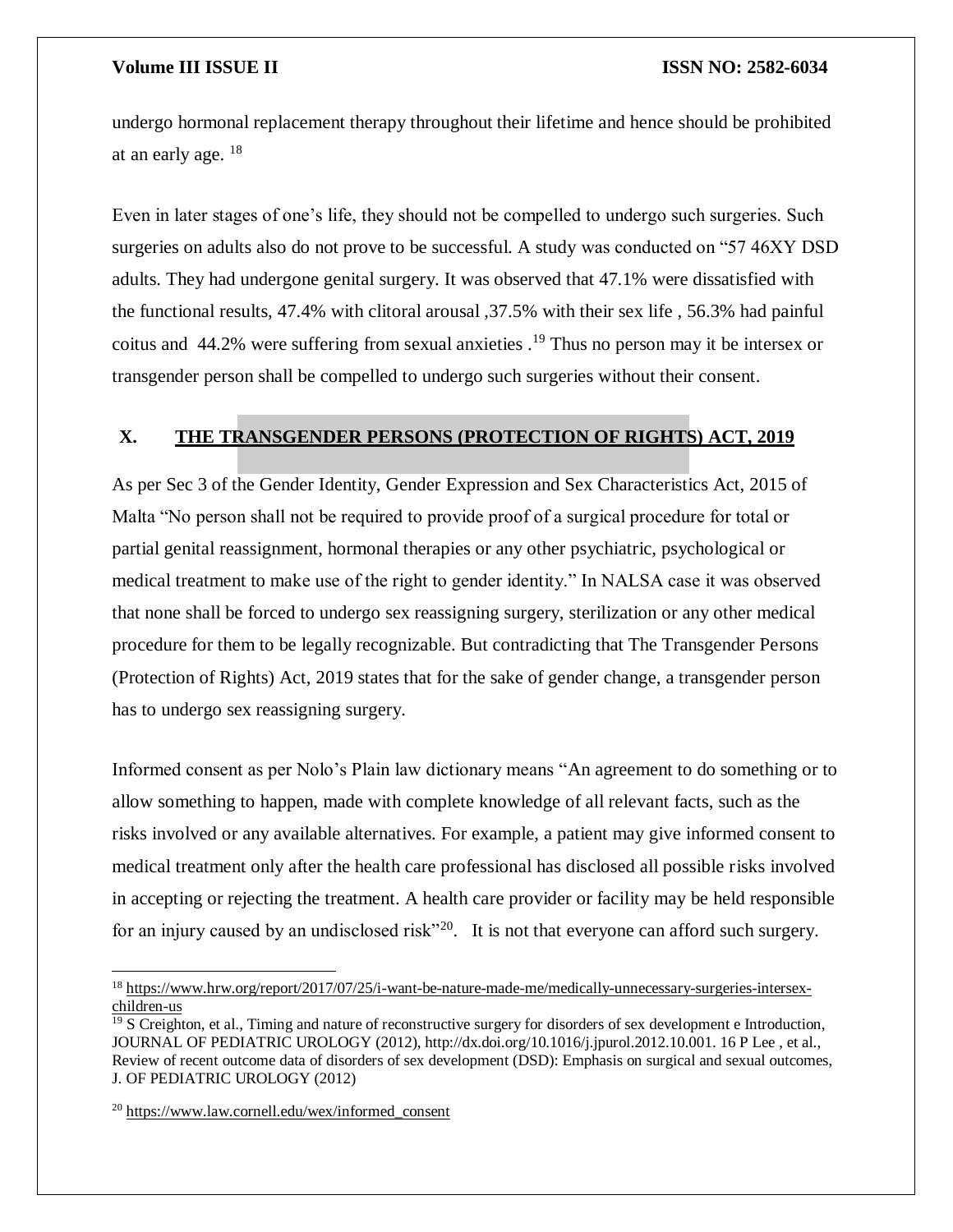undergo hormonal replacement therapy throughout their lifetime and hence should be prohibited at an early age. [18]

Even in later stages of one's life, they should not be compelled to undergo such surgeries. Such surgeries on adults also do not prove to be successful. A study was conducted on "57 46XY DSD adults. They had undergone genital surgery. It was observed that 47.1% were dissatisfied with the functional results, 47.4% with clitoral arousal ,37.5% with their sex life , 56.3% had painful coitus and 44.2% were suffering from sexual anxieties .[19] Thus no person may it be intersex or transgender person shall be compelled to undergo such surgeries without their consent.

## X. THE TRANSGENDER PERSONS (PROTECTION OF RIGHTS) ACT, 2019

As per Sec 3 of the Gender Identity, Gender Expression and Sex Characteristics Act, 2015 of Malta "No person shall not be required to provide proof of a surgical procedure for total or partial genital reassignment, hormonal therapies or any other psychiatric, psychological or medical treatment to make use of the right to gender identity." In NALSA case it was observed that none shall be forced to undergo sex reassigning surgery, sterilization or any other medical procedure for them to be legally recognizable. But contradicting that The Transgender Persons (Protection of Rights) Act, 2019 states that for the sake of gender change, a transgender person has to undergo sex reassigning surgery.

Informed consent as per Nolo's Plain law dictionary means "An agreement to do something or to allow something to happen, made with complete knowledge of all relevant facts, such as the risks involved or any available alternatives. For example, a patient may give informed consent to medical treatment only after the health care professional has disclosed all possible risks involved in accepting or rejecting the treatment. A health care provider or facility may be held responsible for an injury caused by an undisclosed risk"[20]. It is not that everyone can afford such surgery.

---

[18] https://www.hrw.org/report/2017/07/25/i-want-be-nature-made-me/medically-unnecessary-surgeries-intersex-children-us

[19] S Creighton, et al., Timing and nature of reconstructive surgery for disorders of sex development e Introduction, JOURNAL OF PEDIATRIC UROLOGY (2012), http://dx.doi.org/10.1016/j.jpurol.2012.10.001. 16 P Lee , et al., Review of recent outcome data of disorders of sex development (DSD): Emphasis on surgical and sexual outcomes, J. OF PEDIATRIC UROLOGY (2012)

[20] https://www.law.cornell.edu/wex/informed_consent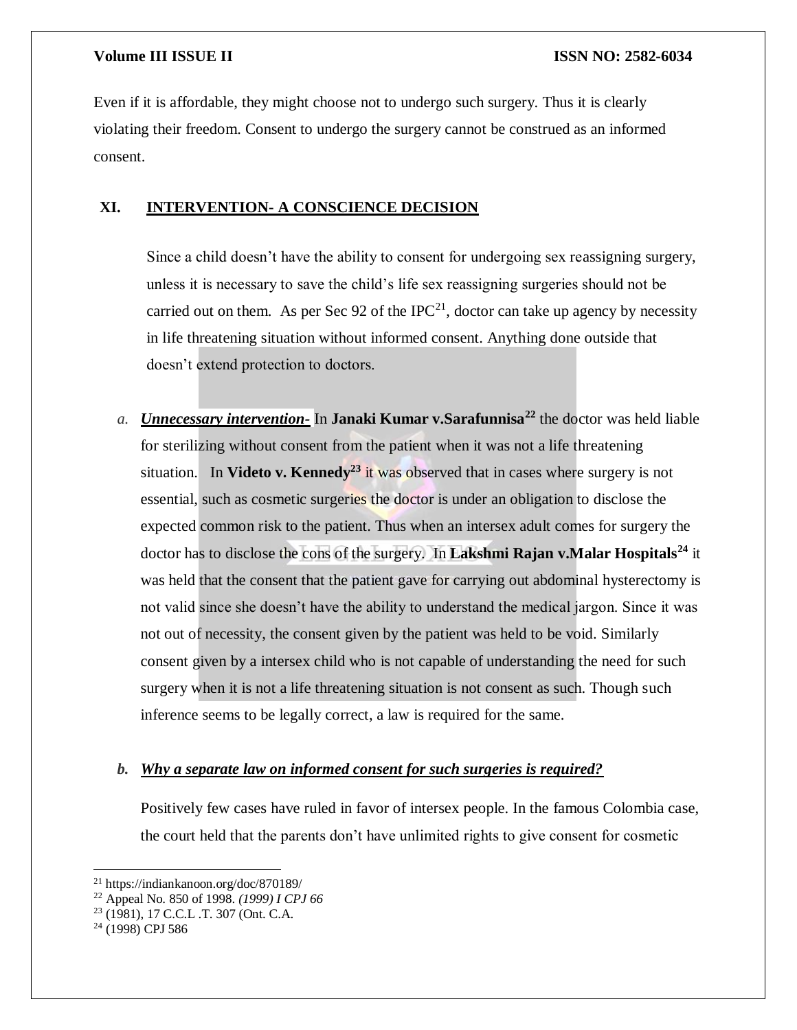Even if it is affordable, they might choose not to undergo such surgery. Thus it is clearly violating their freedom. Consent to undergo the surgery cannot be construed as an informed consent.

## XI. INTERVENTION- A CONSCIENCE DECISION

Since a child doesn't have the ability to consent for undergoing sex reassigning surgery, unless it is necessary to save the child's life sex reassigning surgeries should not be carried out on them. As per Sec 92 of the IPC[21], doctor can take up agency by necessity in life threatening situation without informed consent. Anything done outside that doesn't extend protection to doctors.

a. ***Unnecessary intervention-*** In **Janaki Kumar v.Sarafunnisa[22]** the doctor was held liable for sterilizing without consent from the patient when it was not a life threatening situation. In **Videto v. Kennedy[23]** it was observed that in cases where surgery is not essential, such as cosmetic surgeries the doctor is under an obligation to disclose the expected common risk to the patient. Thus when an intersex adult comes for surgery the doctor has to disclose the cons of the surgery. In **Lakshmi Rajan v.Malar Hospitals[24]** it was held that the consent that the patient gave for carrying out abdominal hysterectomy is not valid since she doesn't have the ability to understand the medical jargon. Since it was not out of necessity, the consent given by the patient was held to be void. Similarly consent given by a intersex child who is not capable of understanding the need for such surgery when it is not a life threatening situation is not consent as such. Though such inference seems to be legally correct, a law is required for the same.

b. ***Why a separate law on informed consent for such surgeries is required?***

Positively few cases have ruled in favor of intersex people. In the famous Colombia case, the court held that the parents don't have unlimited rights to give consent for cosmetic

---

[21] https://indiankanoon.org/doc/870189/

[22] Appeal No. 850 of 1998. *(1999) I CPJ 66*

[23] (1981), 17 C.C.L .T. 307 (Ont. C.A.

[24] (1998) CPJ 586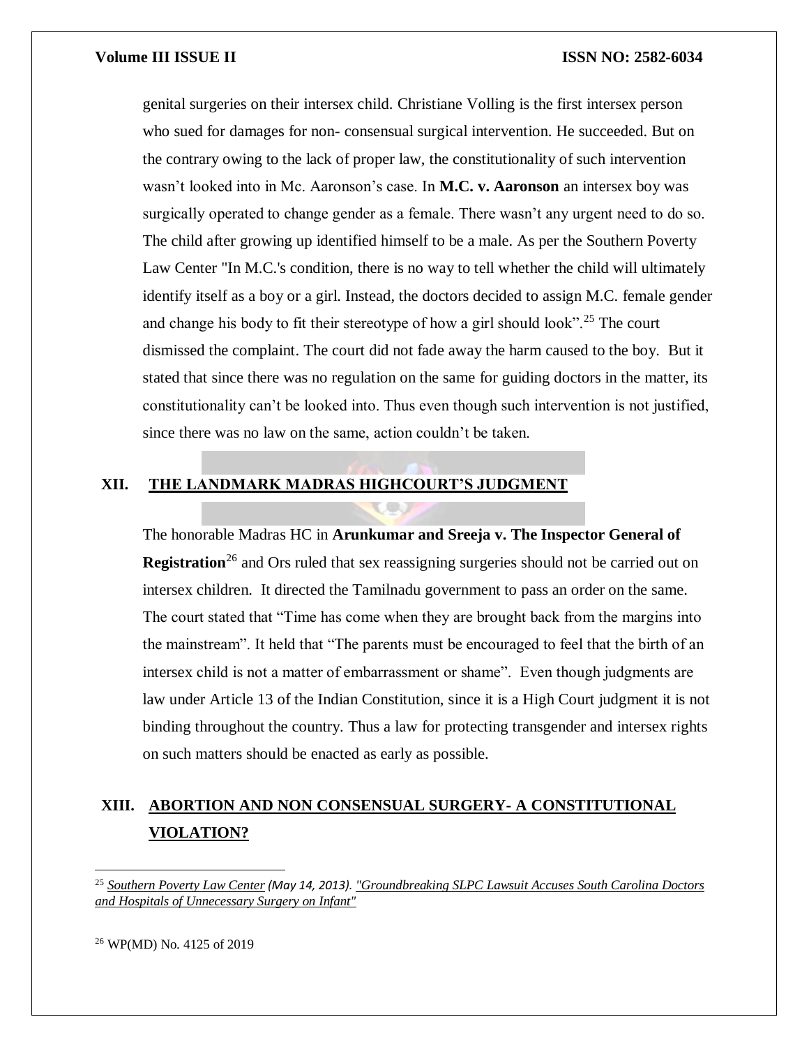genital surgeries on their intersex child. Christiane Volling is the first intersex person who sued for damages for non- consensual surgical intervention. He succeeded. But on the contrary owing to the lack of proper law, the constitutionality of such intervention wasn't looked into in Mc. Aaronson's case. In **M.C. v. Aaronson** an intersex boy was surgically operated to change gender as a female. There wasn't any urgent need to do so. The child after growing up identified himself to be a male. As per the Southern Poverty Law Center "In M.C.'s condition, there is no way to tell whether the child will ultimately identify itself as a boy or a girl. Instead, the doctors decided to assign M.C. female gender and change his body to fit their stereotype of how a girl should look".[25] The court dismissed the complaint. The court did not fade away the harm caused to the boy. But it stated that since there was no regulation on the same for guiding doctors in the matter, its constitutionality can't be looked into. Thus even though such intervention is not justified, since there was no law on the same, action couldn't be taken.

## XII. THE LANDMARK MADRAS HIGHCOURT'S JUDGMENT

The honorable Madras HC in **Arunkumar and Sreeja v. The Inspector General of Registration**[26] and Ors ruled that sex reassigning surgeries should not be carried out on intersex children. It directed the Tamilnadu government to pass an order on the same. The court stated that "Time has come when they are brought back from the margins into the mainstream". It held that "The parents must be encouraged to feel that the birth of an intersex child is not a matter of embarrassment or shame". Even though judgments are law under Article 13 of the Indian Constitution, since it is a High Court judgment it is not binding throughout the country. Thus a law for protecting transgender and intersex rights on such matters should be enacted as early as possible.

## XIII. ABORTION AND NON CONSENSUAL SURGERY- A CONSTITUTIONAL VIOLATION?

---

[25] *Southern Poverty Law Center (May 14, 2013). "Groundbreaking SLPC Lawsuit Accuses South Carolina Doctors and Hospitals of Unnecessary Surgery on Infant"*

[26] WP(MD) No. 4125 of 2019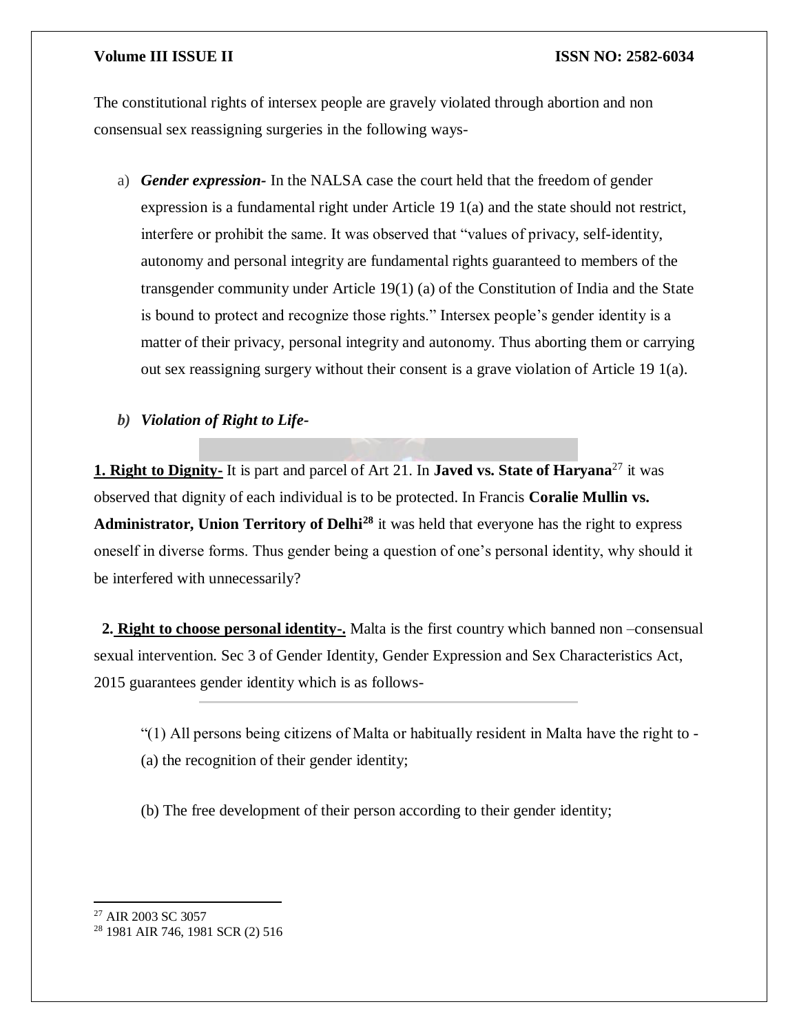The constitutional rights of intersex people are gravely violated through abortion and non consensual sex reassigning surgeries in the following ways-

a) ***Gender expression-*** In the NALSA case the court held that the freedom of gender expression is a fundamental right under Article 19 1(a) and the state should not restrict, interfere or prohibit the same. It was observed that "values of privacy, self-identity, autonomy and personal integrity are fundamental rights guaranteed to members of the transgender community under Article 19(1) (a) of the Constitution of India and the State is bound to protect and recognize those rights." Intersex people's gender identity is a matter of their privacy, personal integrity and autonomy. Thus aborting them or carrying out sex reassigning surgery without their consent is a grave violation of Article 19 1(a).

b) ***Violation of Right to Life-***

**<u>1. Right to Dignity-</u>** It is part and parcel of Art 21. In **Javed vs. State of Haryana**[27] it was observed that dignity of each individual is to be protected. In Francis **Coralie Mullin vs. Administrator, Union Territory of Delhi**[28] it was held that everyone has the right to express oneself in diverse forms. Thus gender being a question of one's personal identity, why should it be interfered with unnecessarily?

**2. <u>Right to choose personal identity-.</u>** Malta is the first country which banned non –consensual sexual intervention. Sec 3 of Gender Identity, Gender Expression and Sex Characteristics Act, 2015 guarantees gender identity which is as follows-

> "(1) All persons being citizens of Malta or habitually resident in Malta have the right to -
> (a) the recognition of their gender identity;
>
> (b) The free development of their person according to their gender identity;

---

[27] AIR 2003 SC 3057

[28] 1981 AIR 746, 1981 SCR (2) 516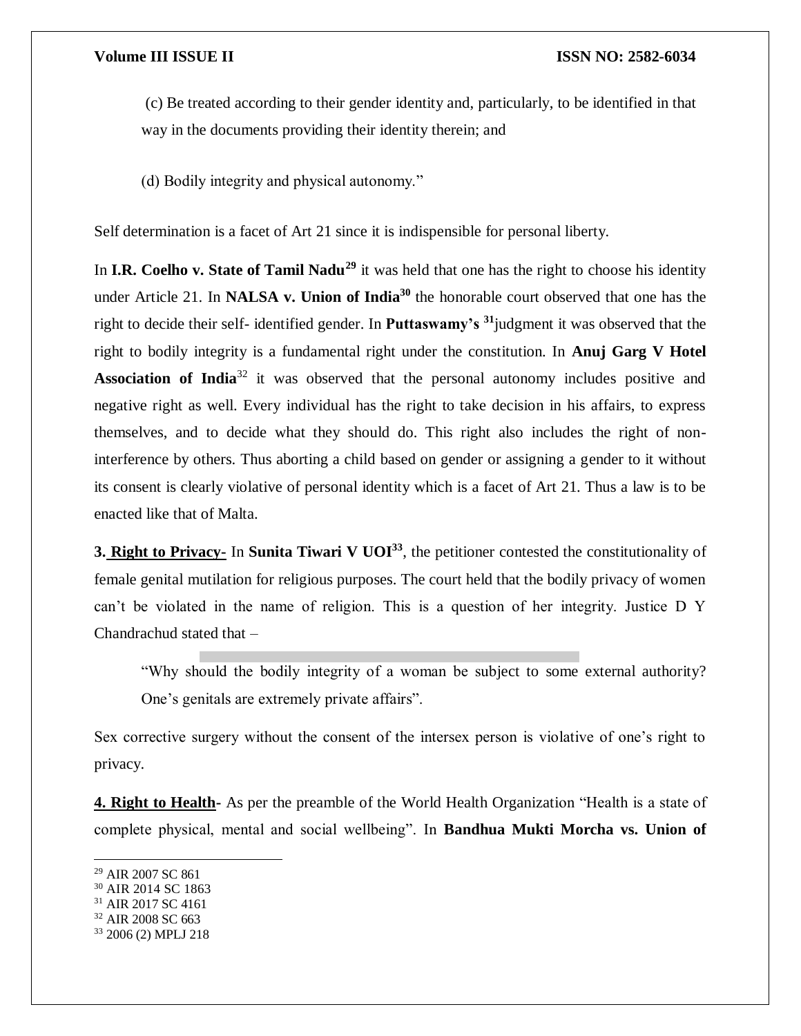(c) Be treated according to their gender identity and, particularly, to be identified in that way in the documents providing their identity therein; and

(d) Bodily integrity and physical autonomy."

Self determination is a facet of Art 21 since it is indispensible for personal liberty.

In **I.R. Coelho v. State of Tamil Nadu**[29] it was held that one has the right to choose his identity under Article 21. In **NALSA v. Union of India**[30] the honorable court observed that one has the right to decide their self- identified gender. In **Puttaswamy's** [31]judgment it was observed that the right to bodily integrity is a fundamental right under the constitution. In **Anuj Garg V Hotel Association of India**[32] it was observed that the personal autonomy includes positive and negative right as well. Every individual has the right to take decision in his affairs, to express themselves, and to decide what they should do. This right also includes the right of non-interference by others. Thus aborting a child based on gender or assigning a gender to it without its consent is clearly violative of personal identity which is a facet of Art 21. Thus a law is to be enacted like that of Malta.

**3. <u>Right to Privacy-</u>** In **Sunita Tiwari V UOI**[33], the petitioner contested the constitutionality of female genital mutilation for religious purposes. The court held that the bodily privacy of women can't be violated in the name of religion. This is a question of her integrity. Justice D Y Chandrachud stated that –

> "Why should the bodily integrity of a woman be subject to some external authority? One's genitals are extremely private affairs".

Sex corrective surgery without the consent of the intersex person is violative of one's right to privacy.

**4. <u>Right to Health</u>-** As per the preamble of the World Health Organization "Health is a state of complete physical, mental and social wellbeing". In **Bandhua Mukti Morcha vs. Union of**

---

[29] AIR 2007 SC 861

[30] AIR 2014 SC 1863

[31] AIR 2017 SC 4161

[32] AIR 2008 SC 663

[33] 2006 (2) MPLJ 218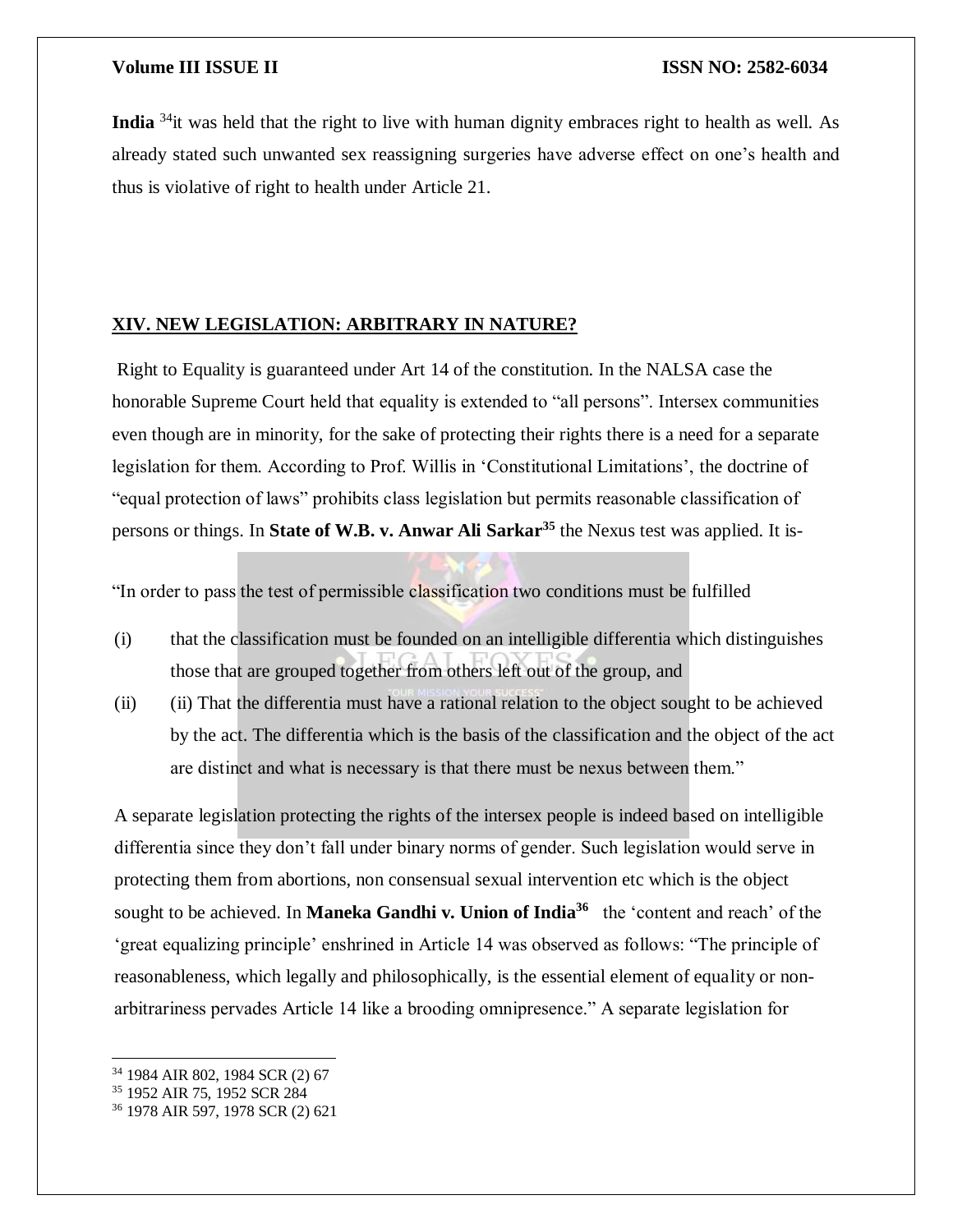**India** [34]it was held that the right to live with human dignity embraces right to health as well. As already stated such unwanted sex reassigning surgeries have adverse effect on one's health and thus is violative of right to health under Article 21.

## XIV. NEW LEGISLATION: ARBITRARY IN NATURE?

Right to Equality is guaranteed under Art 14 of the constitution. In the NALSA case the honorable Supreme Court held that equality is extended to "all persons". Intersex communities even though are in minority, for the sake of protecting their rights there is a need for a separate legislation for them. According to Prof. Willis in 'Constitutional Limitations', the doctrine of "equal protection of laws" prohibits class legislation but permits reasonable classification of persons or things. In **State of W.B. v. Anwar Ali Sarkar**[35] the Nexus test was applied. It is-

"In order to pass the test of permissible classification two conditions must be fulfilled

(i) that the classification must be founded on an intelligible differentia which distinguishes those that are grouped together from others left out of the group, and

(ii) (ii) That the differentia must have a rational relation to the object sought to be achieved by the act. The differentia which is the basis of the classification and the object of the act are distinct and what is necessary is that there must be nexus between them."

A separate legislation protecting the rights of the intersex people is indeed based on intelligible differentia since they don't fall under binary norms of gender. Such legislation would serve in protecting them from abortions, non consensual sexual intervention etc which is the object sought to be achieved. In **Maneka Gandhi v. Union of India**[36] the 'content and reach' of the 'great equalizing principle' enshrined in Article 14 was observed as follows: "The principle of reasonableness, which legally and philosophically, is the essential element of equality or non-arbitrariness pervades Article 14 like a brooding omnipresence." A separate legislation for

---

[34] 1984 AIR 802, 1984 SCR (2) 67

[35] 1952 AIR 75, 1952 SCR 284

[36] 1978 AIR 597, 1978 SCR (2) 621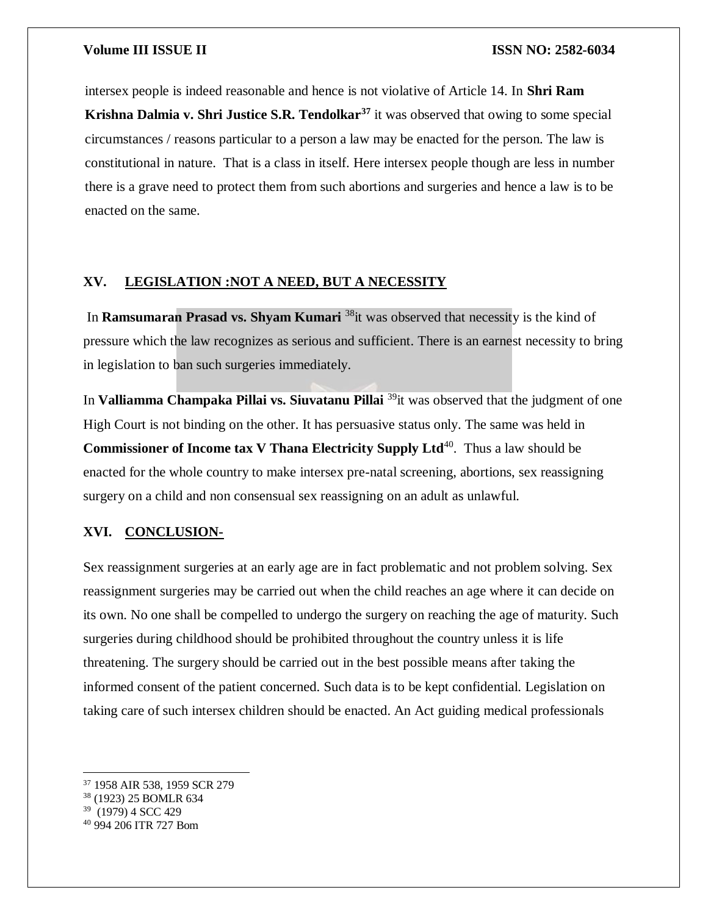intersex people is indeed reasonable and hence is not violative of Article 14. In **Shri Ram Krishna Dalmia v. Shri Justice S.R. Tendolkar**[37] it was observed that owing to some special circumstances / reasons particular to a person a law may be enacted for the person. The law is constitutional in nature. That is a class in itself. Here intersex people though are less in number there is a grave need to protect them from such abortions and surgeries and hence a law is to be enacted on the same.

## XV. LEGISLATION :NOT A NEED, BUT A NECESSITY

In **Ramsumaran Prasad vs. Shyam Kumari** [38]it was observed that necessity is the kind of pressure which the law recognizes as serious and sufficient. There is an earnest necessity to bring in legislation to ban such surgeries immediately.

In **Valliamma Champaka Pillai vs. Siuvatanu Pillai** [39]it was observed that the judgment of one High Court is not binding on the other. It has persuasive status only. The same was held in **Commissioner of Income tax V Thana Electricity Supply Ltd**[40]. Thus a law should be enacted for the whole country to make intersex pre-natal screening, abortions, sex reassigning surgery on a child and non consensual sex reassigning on an adult as unlawful.

## XVI. CONCLUSION-

Sex reassignment surgeries at an early age are in fact problematic and not problem solving. Sex reassignment surgeries may be carried out when the child reaches an age where it can decide on its own. No one shall be compelled to undergo the surgery on reaching the age of maturity. Such surgeries during childhood should be prohibited throughout the country unless it is life threatening. The surgery should be carried out in the best possible means after taking the informed consent of the patient concerned. Such data is to be kept confidential. Legislation on taking care of such intersex children should be enacted. An Act guiding medical professionals

---

[37] 1958 AIR 538, 1959 SCR 279

[38] (1923) 25 BOMLR 634

[39] (1979) 4 SCC 429

[40] 994 206 ITR 727 Bom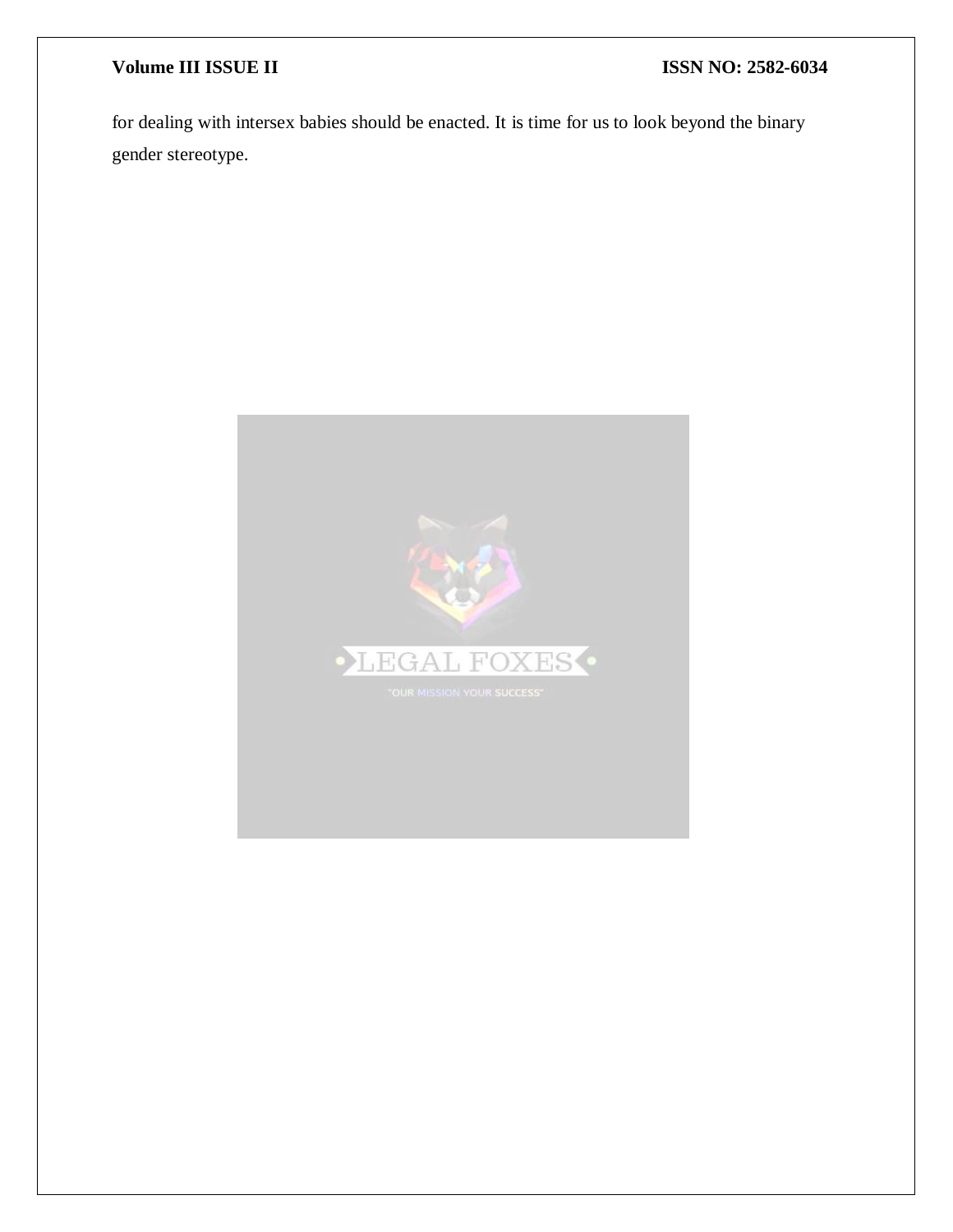for dealing with intersex babies should be enacted. It is time for us to look beyond the binary gender stereotype.